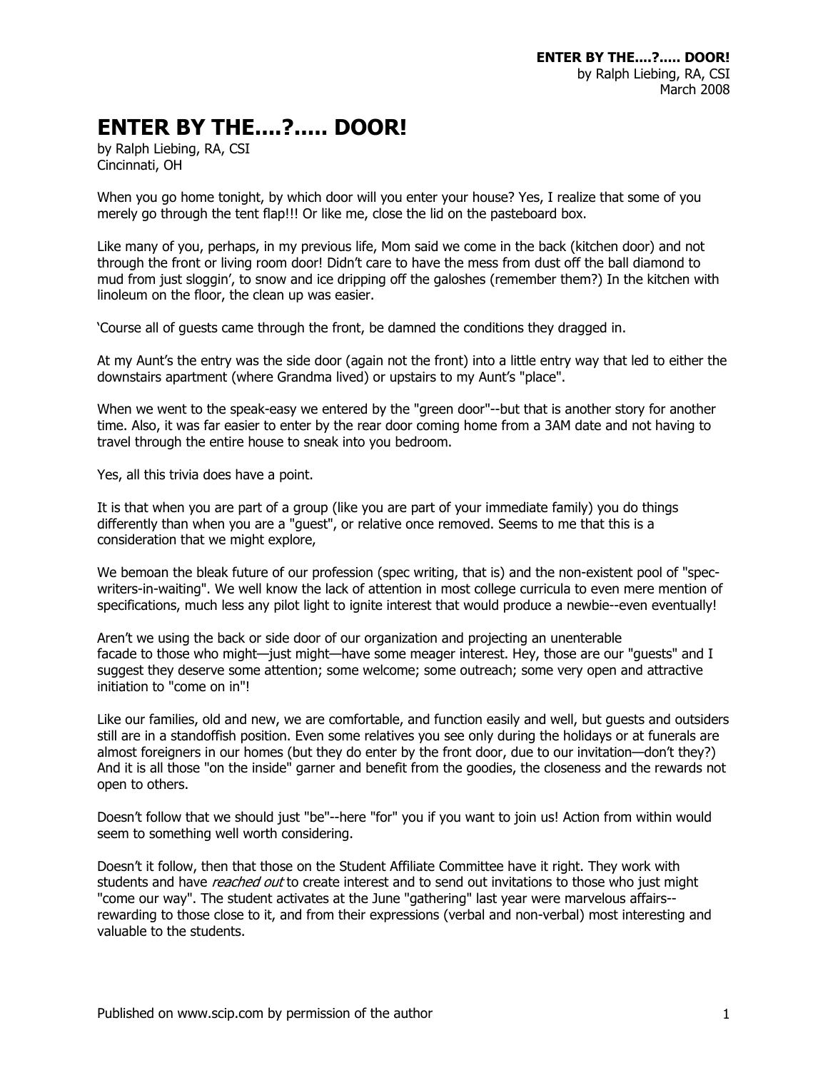# ENTER BY THE....?..... DOOR!

by Ralph Liebing, RA, CSI
Cincinnati, OH

When you go home tonight, by which door will you enter your house? Yes, I realize that some of you merely go through the tent flap!!! Or like me, close the lid on the pasteboard box.

Like many of you, perhaps, in my previous life, Mom said we come in the back (kitchen door) and not through the front or living room door! Didn't care to have the mess from dust off the ball diamond to mud from just sloggin', to snow and ice dripping off the galoshes (remember them?) In the kitchen with linoleum on the floor, the clean up was easier.

'Course all of guests came through the front, be damned the conditions they dragged in.

At my Aunt's the entry was the side door (again not the front) into a little entry way that led to either the downstairs apartment (where Grandma lived) or upstairs to my Aunt's "place".

When we went to the speak-easy we entered by the "green door"--but that is another story for another time. Also, it was far easier to enter by the rear door coming home from a 3AM date and not having to travel through the entire house to sneak into you bedroom.

Yes, all this trivia does have a point.

It is that when you are part of a group (like you are part of your immediate family) you do things differently than when you are a "guest", or relative once removed. Seems to me that this is a consideration that we might explore,

We bemoan the bleak future of our profession (spec writing, that is) and the non-existent pool of "spec-writers-in-waiting". We well know the lack of attention in most college curricula to even mere mention of specifications, much less any pilot light to ignite interest that would produce a newbie--even eventually!

Aren't we using the back or side door of our organization and projecting an unenterable facade to those who might—just might—have some meager interest. Hey, those are our "guests" and I suggest they deserve some attention; some welcome; some outreach; some very open and attractive initiation to "come on in"!

Like our families, old and new, we are comfortable, and function easily and well, but guests and outsiders still are in a standoffish position. Even some relatives you see only during the holidays or at funerals are almost foreigners in our homes (but they do enter by the front door, due to our invitation—don't they?) And it is all those "on the inside" garner and benefit from the goodies, the closeness and the rewards not open to others.

Doesn't follow that we should just "be"--here "for" you if you want to join us! Action from within would seem to something well worth considering.

Doesn't it follow, then that those on the Student Affiliate Committee have it right. They work with students and have *reached out* to create interest and to send out invitations to those who just might "come our way". The student activates at the June "gathering" last year were marvelous affairs--rewarding to those close to it, and from their expressions (verbal and non-verbal) most interesting and valuable to the students.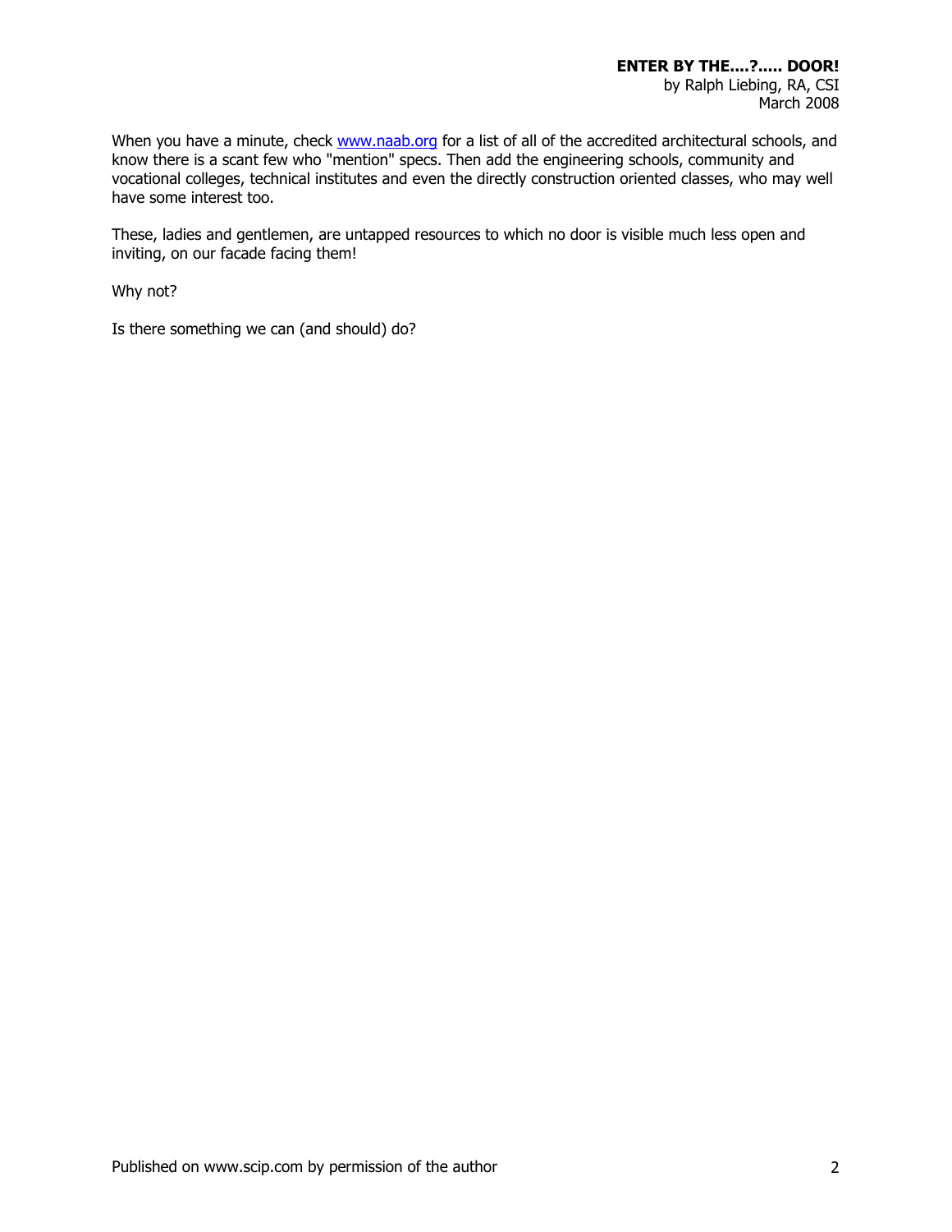When you have a minute, check www.naab.org for a list of all of the accredited architectural schools, and know there is a scant few who "mention" specs. Then add the engineering schools, community and vocational colleges, technical institutes and even the directly construction oriented classes, who may well have some interest too.

These, ladies and gentlemen, are untapped resources to which no door is visible much less open and inviting, on our facade facing them!

Why not?

Is there something we can (and should) do?